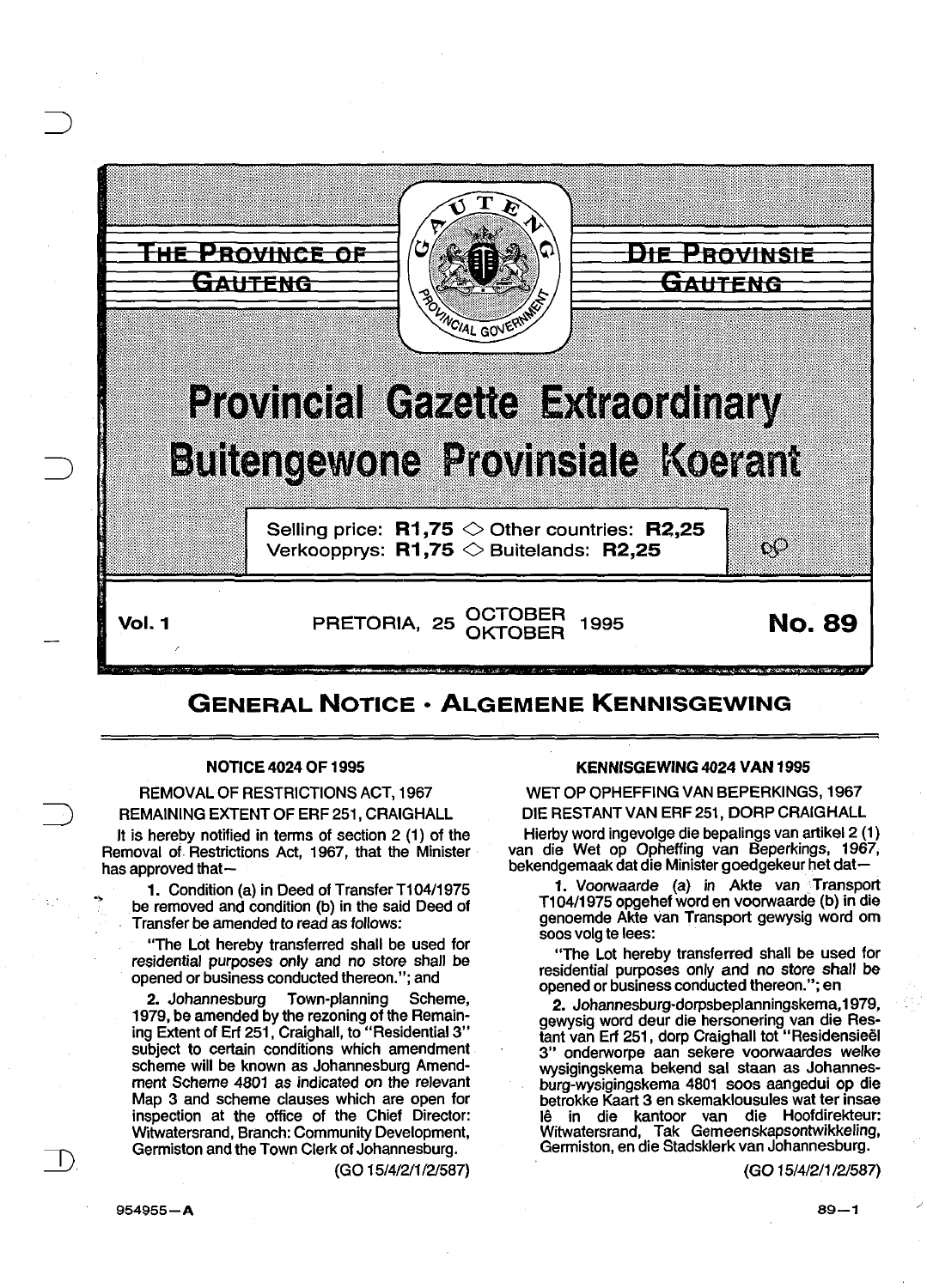# THE PROVINCE OF GAUTENG

# DIE PROVINSIE GAUTENG

# Provincial Gazette Extraordinary

# Buitengewone Provinsiale Koerant

Selling price: **R1,75** ◇ Other countries: **R2,25**
Verkoopprys: **R1,75** ◇ Buitelands: **R2,25**

**Vol. 1** PRETORIA, 25 OCTOBER OKTOBER 1995 **No. 89**

## GENERAL NOTICE · ALGEMENE KENNISGEWING

### NOTICE 4024 OF 1995

REMOVAL OF RESTRICTIONS ACT, 1967

REMAINING EXTENT OF ERF 251, CRAIGHALL

It is hereby notified in terms of section 2 (1) of the Removal of Restrictions Act, 1967, that the Minister has approved that—

1. Condition (a) in Deed of Transfer T104/1975 be removed and condition (b) in the said Deed of Transfer be amended to read as follows:

   "The Lot hereby transferred shall be used for residential purposes only and no store shall be opened or business conducted thereon."; and

2. Johannesburg Town-planning Scheme, 1979, be amended by the rezoning of the Remaining Extent of Erf 251, Craighall, to "Residential 3" subject to certain conditions which amendment scheme will be known as Johannesburg Amendment Scheme 4801 as indicated on the relevant Map 3 and scheme clauses which are open for inspection at the office of the Chief Director: Witwatersrand, Branch: Community Development, Germiston and the Town Clerk of Johannesburg.

(GO 15/4/2/1/2/587)

### KENNISGEWING 4024 VAN 1995

WET OP OPHEFFING VAN BEPERKINGS, 1967

DIE RESTANT VAN ERF 251, DORP CRAIGHALL

Hierby word ingevolge die bepalings van artikel 2 (1) van die Wet op Opheffing van Beperkings, 1967, bekendgemaak dat die Minister goedgekeur het dat—

1. Voorwaarde (a) in Akte van Transport T104/1975 opgehef word en voorwaarde (b) in die genoemde Akte van Transport gewysig word om soos volg te lees:

   "The Lot hereby transferred shall be used for residential purposes only and no store shall be opened or business conducted thereon."; en

2. Johannesburg-dorpsbeplanningskema, 1979, gewysig word deur die hersonering van die Restant van Erf 251, dorp Craighall tot "Residensieël 3" onderworpe aan sekere voorwaardes welke wysigingskema bekend sal staan as Johannesburg-wysigingskema 4801 soos aangedui op die betrokke Kaart 3 en skemaklousules wat ter insae lê in die kantoor van die Hoofdirekteur: Witwatersrand, Tak Gemeenskapsontwikkeling, Germiston, en die Stadsklerk van Johannesburg.

(GO 15/4/2/1/2/587)

954955—A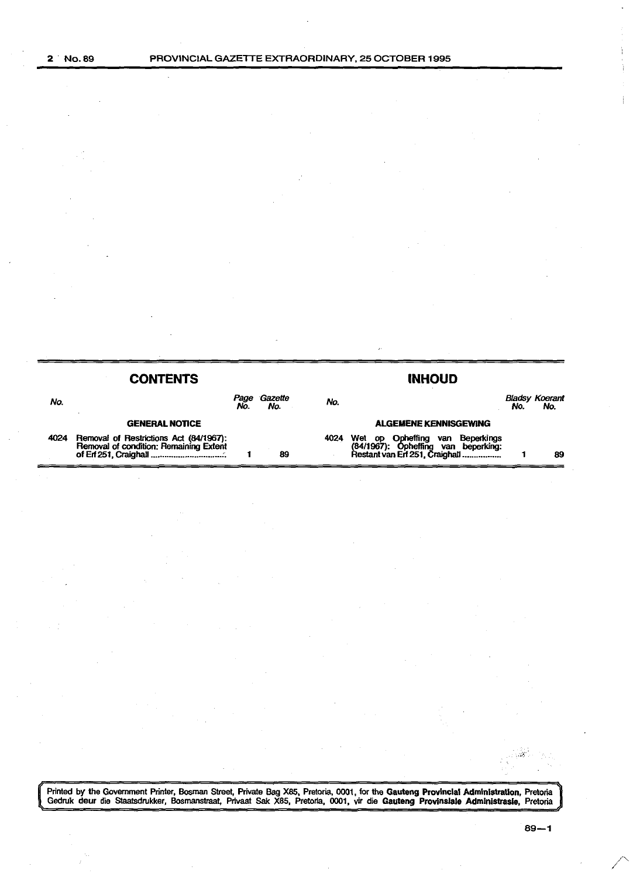## CONTENTS

| No. | | Page No. | Gazette No. |
|---|---|---|---|
| | **GENERAL NOTICE** | | |
| 4024 | Removal of Restrictions Act (84/1967): Removal of condition: Remaining Extent of Erf 251, Craighall | 1 | 89 |

## INHOUD

| No. | | Bladsy No. | Koerant No. |
|---|---|---|---|
| | **ALGEMENE KENNISGEWING** | | |
| 4024 | Wet op Opheffing van Beperkings (84/1967): Opheffing van beperking: Restant van Erf 251, Craighall | 1 | 89 |

Printed by the Government Printer, Bosman Street, Private Bag X85, Pretoria, 0001, for the **Gauteng Provincial Administration**, Pretoria
Gedruk deur die Staatsdrukker, Bosmanstraat, Privaat Sak X85, Pretoria, 0001, vir die **Gauteng Provinsiale Administrasie**, Pretoria

89—1